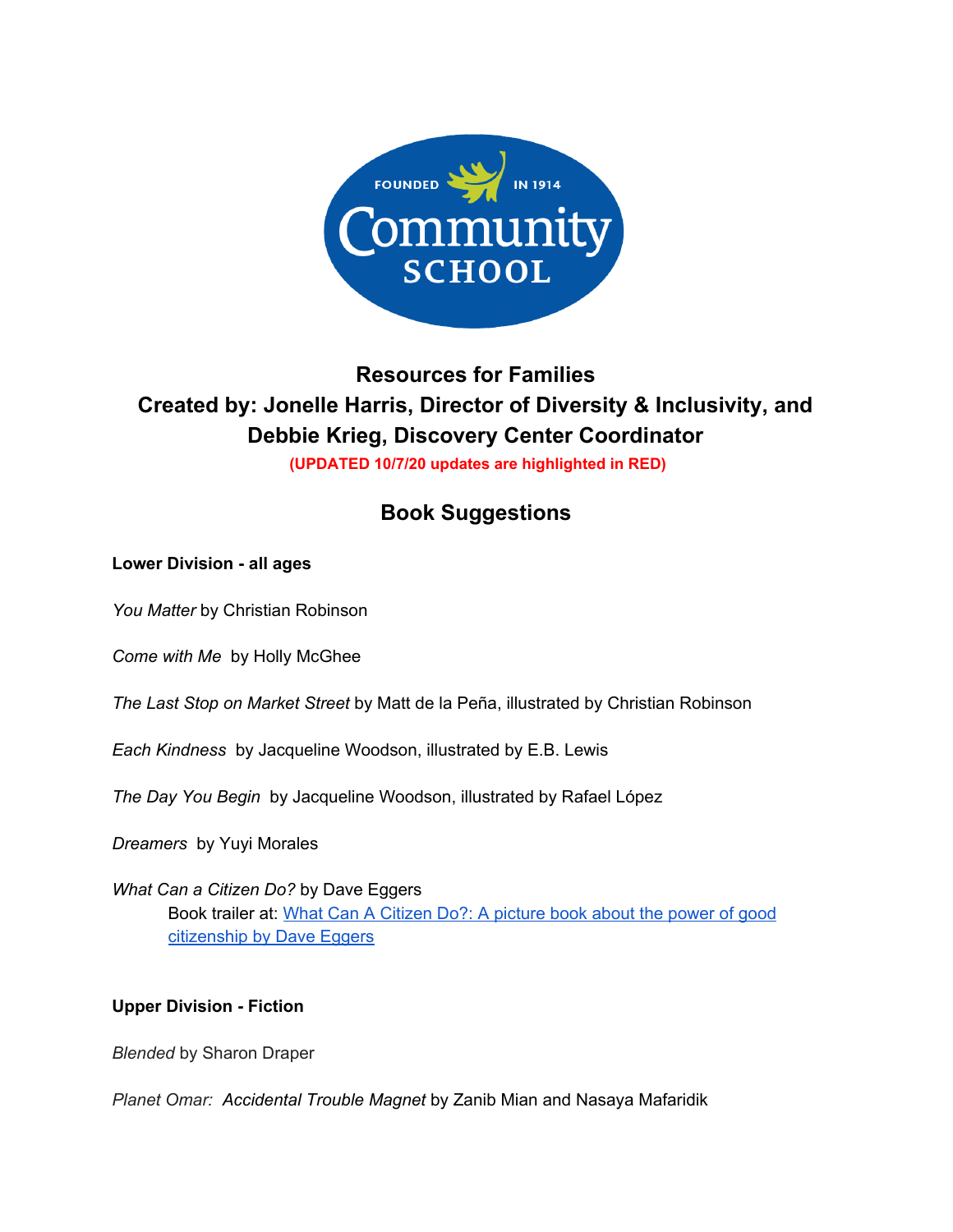FOUNDED IN 1914
Community
SCHOOL

# Resources for Families

## Created by: Jonelle Harris, Director of Diversity & Inclusivity, and Debbie Krieg, Discovery Center Coordinator

**(UPDATED 10/7/20 updates are highlighted in RED)**

## Book Suggestions

**Lower Division - all ages**

*You Matter* by Christian Robinson

*Come with Me* by Holly McGhee

*The Last Stop on Market Street* by Matt de la Peña, illustrated by Christian Robinson

*Each Kindness* by Jacqueline Woodson, illustrated by E.B. Lewis

*The Day You Begin* by Jacqueline Woodson, illustrated by Rafael López

*Dreamers* by Yuyi Morales

*What Can a Citizen Do?* by Dave Eggers
Book trailer at: [What Can A Citizen Do?: A picture book about the power of good citizenship by Dave Eggers]

**Upper Division - Fiction**

*Blended* by Sharon Draper

*Planet Omar: Accidental Trouble Magnet* by Zanib Mian and Nasaya Mafaridik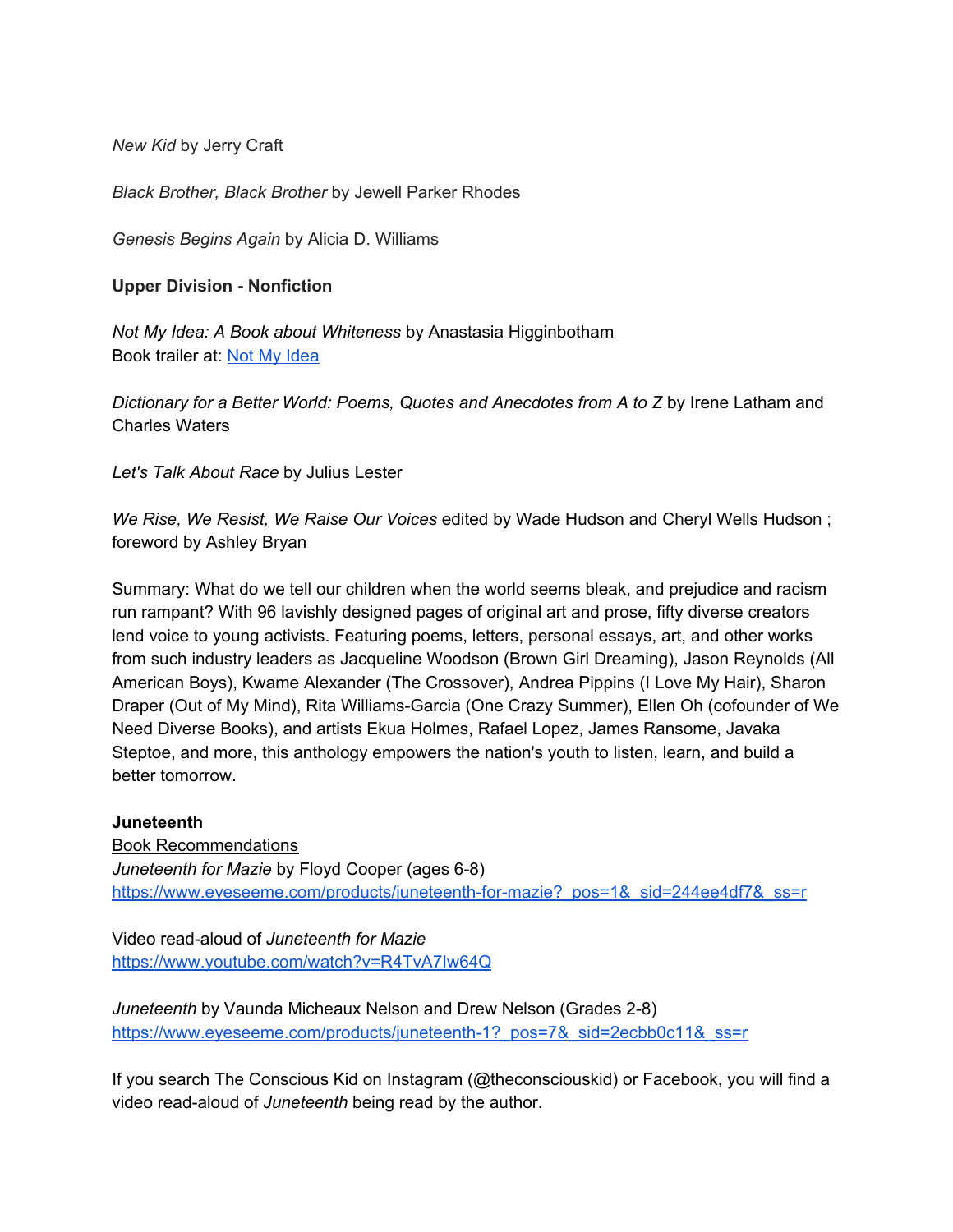*New Kid* by Jerry Craft

*Black Brother, Black Brother* by Jewell Parker Rhodes

*Genesis Begins Again* by Alicia D. Williams

**Upper Division - Nonfiction**

*Not My Idea: A Book about Whiteness* by Anastasia Higginbotham
Book trailer at: [Not My Idea]()

*Dictionary for a Better World: Poems, Quotes and Anecdotes from A to Z* by Irene Latham and Charles Waters

*Let's Talk About Race* by Julius Lester

*We Rise, We Resist, We Raise Our Voices* edited by Wade Hudson and Cheryl Wells Hudson ; foreword by Ashley Bryan

Summary: What do we tell our children when the world seems bleak, and prejudice and racism run rampant? With 96 lavishly designed pages of original art and prose, fifty diverse creators lend voice to young activists. Featuring poems, letters, personal essays, art, and other works from such industry leaders as Jacqueline Woodson (Brown Girl Dreaming), Jason Reynolds (All American Boys), Kwame Alexander (The Crossover), Andrea Pippins (I Love My Hair), Sharon Draper (Out of My Mind), Rita Williams-Garcia (One Crazy Summer), Ellen Oh (cofounder of We Need Diverse Books), and artists Ekua Holmes, Rafael Lopez, James Ransome, Javaka Steptoe, and more, this anthology empowers the nation's youth to listen, learn, and build a better tomorrow.

**Juneteenth**
Book Recommendations
*Juneteenth for Mazie* by Floyd Cooper (ages 6-8)
https://www.eyeseeme.com/products/juneteenth-for-mazie?_pos=1&_sid=244ee4df7&_ss=r

Video read-aloud of *Juneteenth for Mazie*
https://www.youtube.com/watch?v=R4TvA7Iw64Q

*Juneteenth* by Vaunda Micheaux Nelson and Drew Nelson (Grades 2-8)
https://www.eyeseeme.com/products/juneteenth-1?_pos=7&_sid=2ecbb0c11&_ss=r

If you search The Conscious Kid on Instagram (@theconsciouskid) or Facebook, you will find a video read-aloud of *Juneteenth* being read by the author.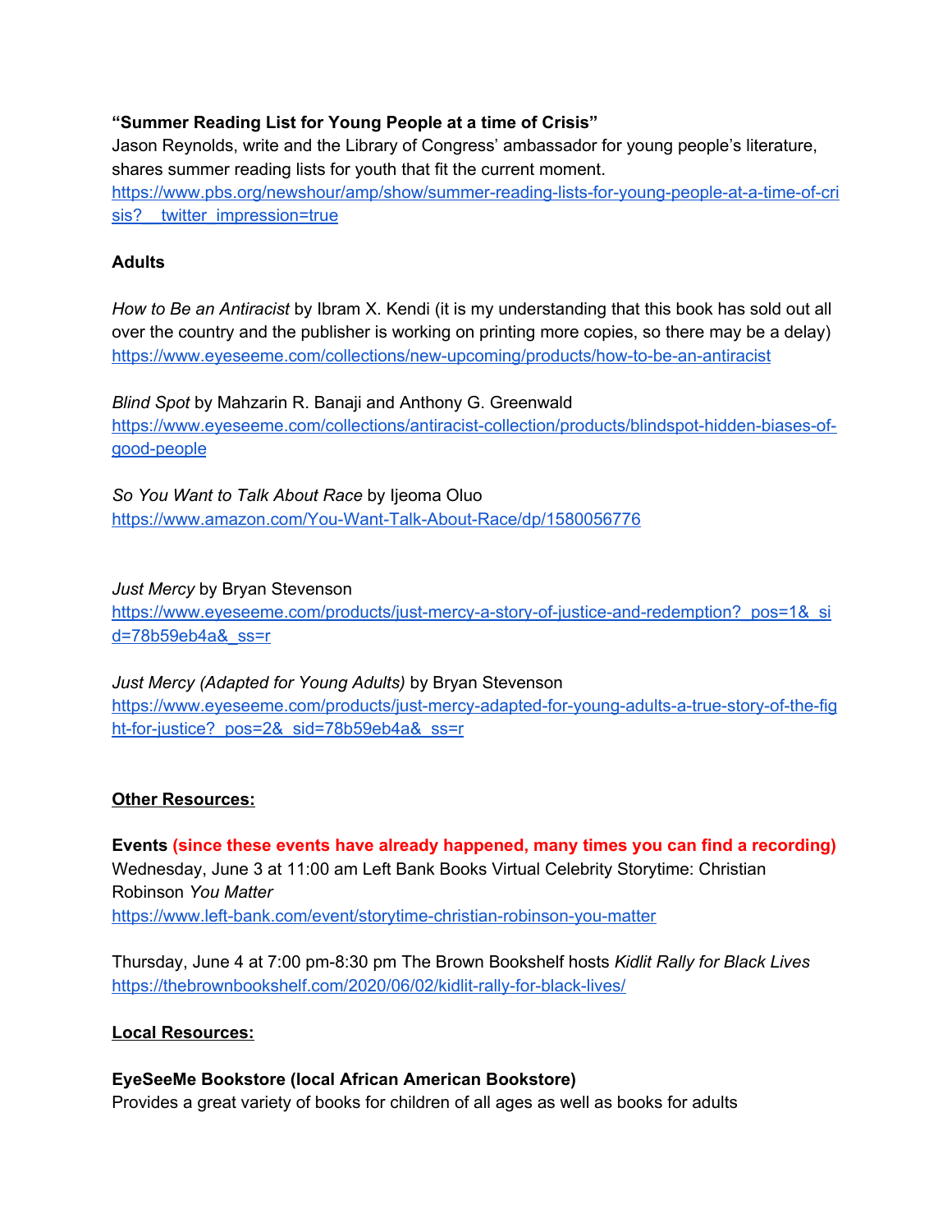**"Summer Reading List for Young People at a time of Crisis"**
Jason Reynolds, write and the Library of Congress' ambassador for young people's literature, shares summer reading lists for youth that fit the current moment.
[https://www.pbs.org/newshour/amp/show/summer-reading-lists-for-young-people-at-a-time-of-crisis?__twitter_impression=true](https://www.pbs.org/newshour/amp/show/summer-reading-lists-for-young-people-at-a-time-of-crisis?__twitter_impression=true)

**Adults**

*How to Be an Antiracist* by Ibram X. Kendi (it is my understanding that this book has sold out all over the country and the publisher is working on printing more copies, so there may be a delay)
[https://www.eyeseeme.com/collections/new-upcoming/products/how-to-be-an-antiracist](https://www.eyeseeme.com/collections/new-upcoming/products/how-to-be-an-antiracist)

*Blind Spot* by Mahzarin R. Banaji and Anthony G. Greenwald
[https://www.eyeseeme.com/collections/antiracist-collection/products/blindspot-hidden-biases-of-good-people](https://www.eyeseeme.com/collections/antiracist-collection/products/blindspot-hidden-biases-of-good-people)

*So You Want to Talk About Race* by Ijeoma Oluo
[https://www.amazon.com/You-Want-Talk-About-Race/dp/1580056776](https://www.amazon.com/You-Want-Talk-About-Race/dp/1580056776)

*Just Mercy* by Bryan Stevenson
[https://www.eyeseeme.com/products/just-mercy-a-story-of-justice-and-redemption?_pos=1&_sid=78b59eb4a&_ss=r](https://www.eyeseeme.com/products/just-mercy-a-story-of-justice-and-redemption?_pos=1&_sid=78b59eb4a&_ss=r)

*Just Mercy (Adapted for Young Adults)* by Bryan Stevenson
[https://www.eyeseeme.com/products/just-mercy-adapted-for-young-adults-a-true-story-of-the-fight-for-justice?_pos=2&_sid=78b59eb4a&_ss=r](https://www.eyeseeme.com/products/just-mercy-adapted-for-young-adults-a-true-story-of-the-fight-for-justice?_pos=2&_sid=78b59eb4a&_ss=r)

**Other Resources:**

**Events (since these events have already happened, many times you can find a recording)**
Wednesday, June 3 at 11:00 am Left Bank Books Virtual Celebrity Storytime: Christian Robinson *You Matter*
[https://www.left-bank.com/event/storytime-christian-robinson-you-matter](https://www.left-bank.com/event/storytime-christian-robinson-you-matter)

Thursday, June 4 at 7:00 pm-8:30 pm The Brown Bookshelf hosts *Kidlit Rally for Black Lives*
[https://thebrownbookshelf.com/2020/06/02/kidlit-rally-for-black-lives/](https://thebrownbookshelf.com/2020/06/02/kidlit-rally-for-black-lives/)

**Local Resources:**

**EyeSeeMe Bookstore (local African American Bookstore)**
Provides a great variety of books for children of all ages as well as books for adults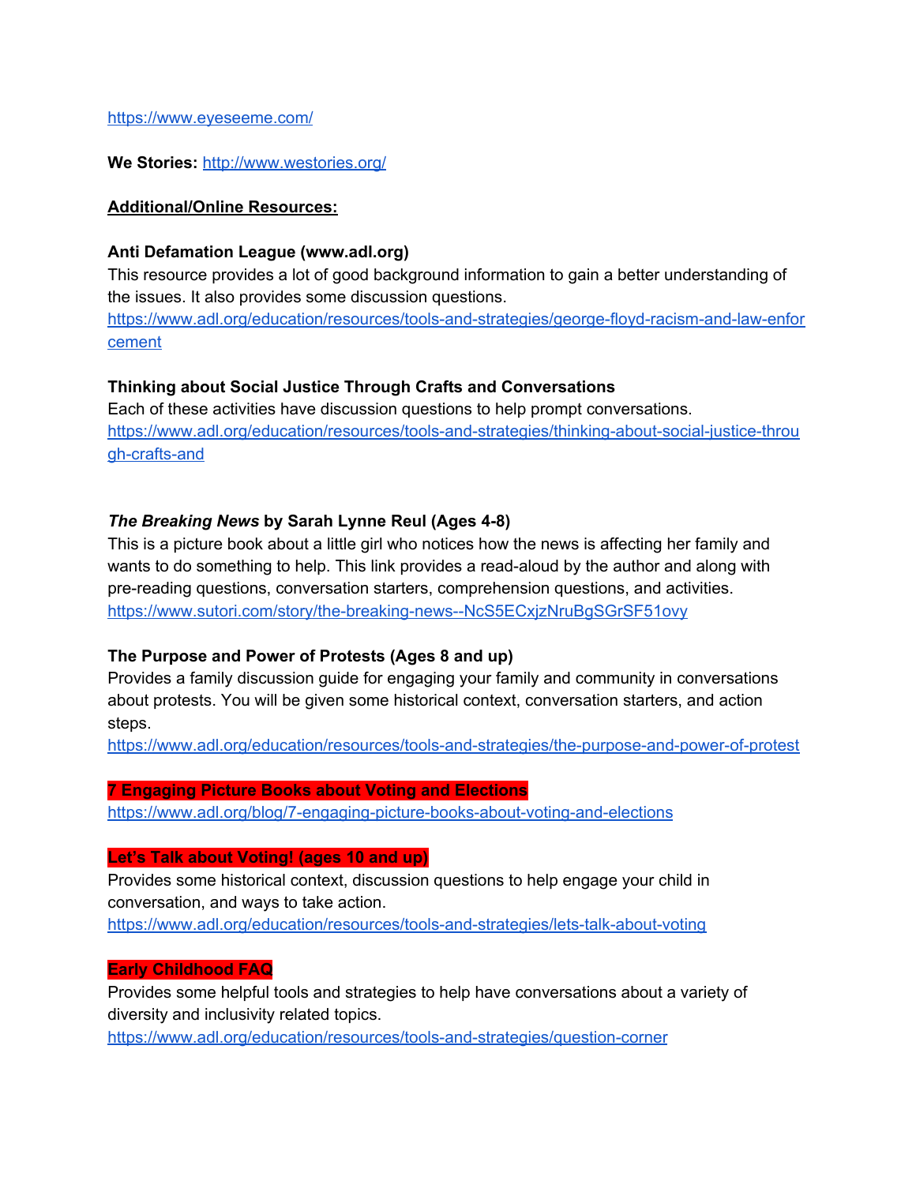https://www.eyeseeme.com/

**We Stories:** http://www.westories.org/

**<u>Additional/Online Resources:</u>**

**Anti Defamation League (www.adl.org)**
This resource provides a lot of good background information to gain a better understanding of the issues. It also provides some discussion questions.
https://www.adl.org/education/resources/tools-and-strategies/george-floyd-racism-and-law-enforcement

**Thinking about Social Justice Through Crafts and Conversations**
Each of these activities have discussion questions to help prompt conversations.
https://www.adl.org/education/resources/tools-and-strategies/thinking-about-social-justice-through-crafts-and

***The Breaking News* by Sarah Lynne Reul (Ages 4-8)**
This is a picture book about a little girl who notices how the news is affecting her family and wants to do something to help. This link provides a read-aloud by the author and along with pre-reading questions, conversation starters, comprehension questions, and activities.
https://www.sutori.com/story/the-breaking-news--NcS5ECxjzNruBgSGrSF51ovy

**The Purpose and Power of Protests (Ages 8 and up)**
Provides a family discussion guide for engaging your family and community in conversations about protests. You will be given some historical context, conversation starters, and action steps.
https://www.adl.org/education/resources/tools-and-strategies/the-purpose-and-power-of-protest

**7 Engaging Picture Books about Voting and Elections**
https://www.adl.org/blog/7-engaging-picture-books-about-voting-and-elections

**Let's Talk about Voting! (ages 10 and up)**
Provides some historical context, discussion questions to help engage your child in conversation, and ways to take action.
https://www.adl.org/education/resources/tools-and-strategies/lets-talk-about-voting

**Early Childhood FAQ**
Provides some helpful tools and strategies to help have conversations about a variety of diversity and inclusivity related topics.
https://www.adl.org/education/resources/tools-and-strategies/question-corner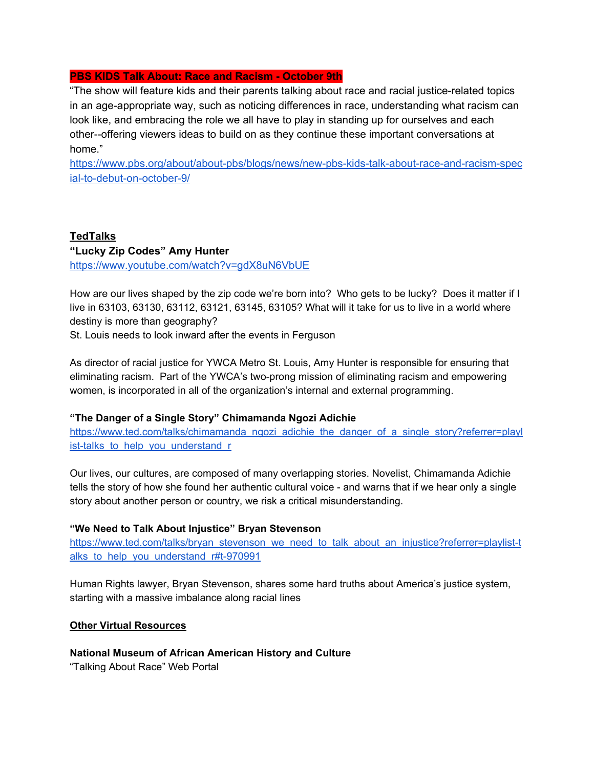**PBS KIDS Talk About: Race and Racism - October 9th**

"The show will feature kids and their parents talking about race and racial justice-related topics in an age-appropriate way, such as noticing differences in race, understanding what racism can look like, and embracing the role we all have to play in standing up for ourselves and each other--offering viewers ideas to build on as they continue these important conversations at home."

https://www.pbs.org/about/about-pbs/blogs/news/new-pbs-kids-talk-about-race-and-racism-special-to-debut-on-october-9/

**TedTalks**

**"Lucky Zip Codes" Amy Hunter**

https://www.youtube.com/watch?v=gdX8uN6VbUE

How are our lives shaped by the zip code we're born into? Who gets to be lucky? Does it matter if I live in 63103, 63130, 63112, 63121, 63145, 63105? What will it take for us to live in a world where destiny is more than geography?

St. Louis needs to look inward after the events in Ferguson

As director of racial justice for YWCA Metro St. Louis, Amy Hunter is responsible for ensuring that eliminating racism. Part of the YWCA's two-prong mission of eliminating racism and empowering women, is incorporated in all of the organization's internal and external programming.

**"The Danger of a Single Story" Chimamanda Ngozi Adichie**

https://www.ted.com/talks/chimamanda_ngozi_adichie_the_danger_of_a_single_story?referrer=playlist-talks_to_help_you_understand_r

Our lives, our cultures, are composed of many overlapping stories. Novelist, Chimamanda Adichie tells the story of how she found her authentic cultural voice - and warns that if we hear only a single story about another person or country, we risk a critical misunderstanding.

**"We Need to Talk About Injustice" Bryan Stevenson**

https://www.ted.com/talks/bryan_stevenson_we_need_to_talk_about_an_injustice?referrer=playlist-talks_to_help_you_understand_r#t-970991

Human Rights lawyer, Bryan Stevenson, shares some hard truths about America's justice system, starting with a massive imbalance along racial lines

**Other Virtual Resources**

**National Museum of African American History and Culture**

"Talking About Race" Web Portal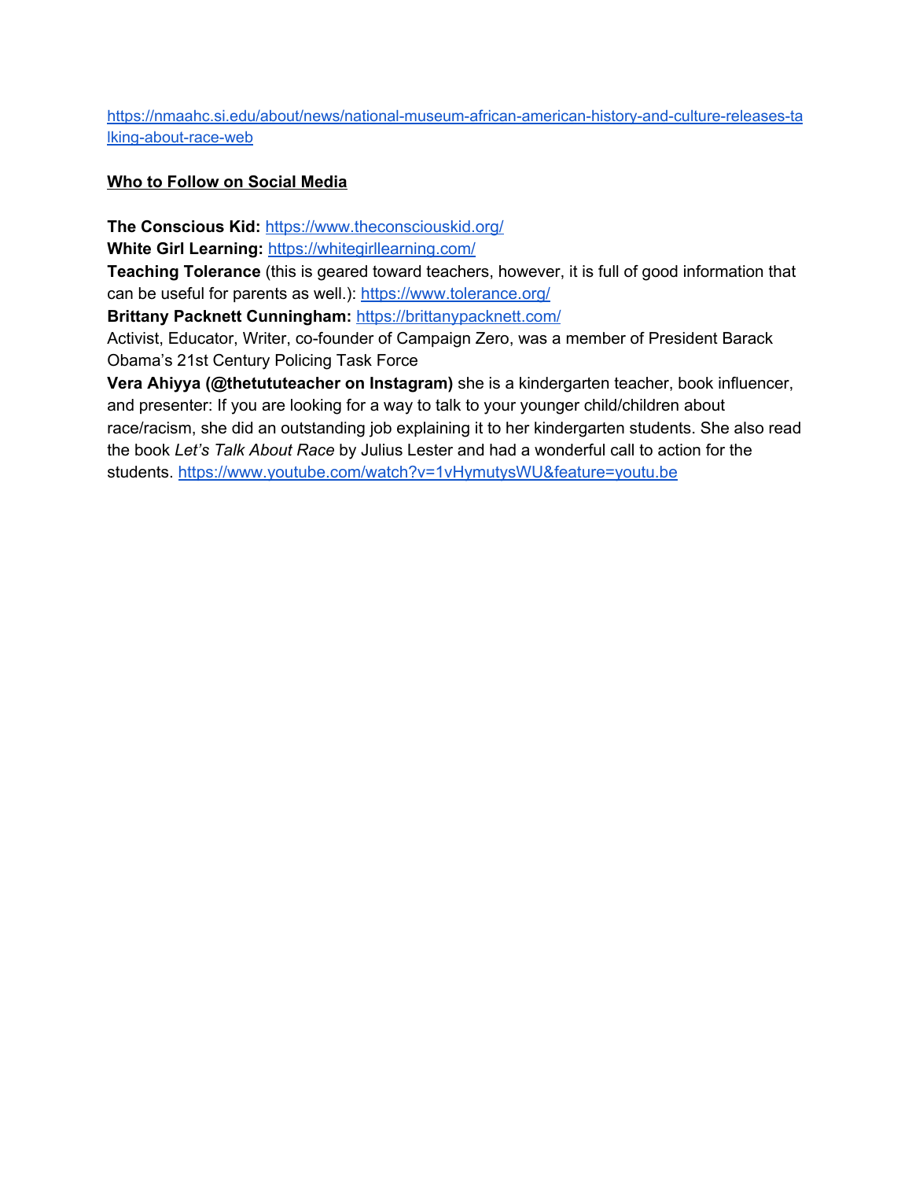https://nmaahc.si.edu/about/news/national-museum-african-american-history-and-culture-releases-talking-about-race-web

**Who to Follow on Social Media**

**The Conscious Kid:** https://www.theconsciouskid.org/

**White Girl Learning:** https://whitegirllearning.com/

**Teaching Tolerance** (this is geared toward teachers, however, it is full of good information that can be useful for parents as well.): https://www.tolerance.org/

**Brittany Packnett Cunningham:** https://brittanypacknett.com/
Activist, Educator, Writer, co-founder of Campaign Zero, was a member of President Barack Obama's 21st Century Policing Task Force

**Vera Ahiyya (@thetututeacher on Instagram)** she is a kindergarten teacher, book influencer, and presenter: If you are looking for a way to talk to your younger child/children about race/racism, she did an outstanding job explaining it to her kindergarten students. She also read the book *Let's Talk About Race* by Julius Lester and had a wonderful call to action for the students. https://www.youtube.com/watch?v=1vHymutysWU&feature=youtu.be